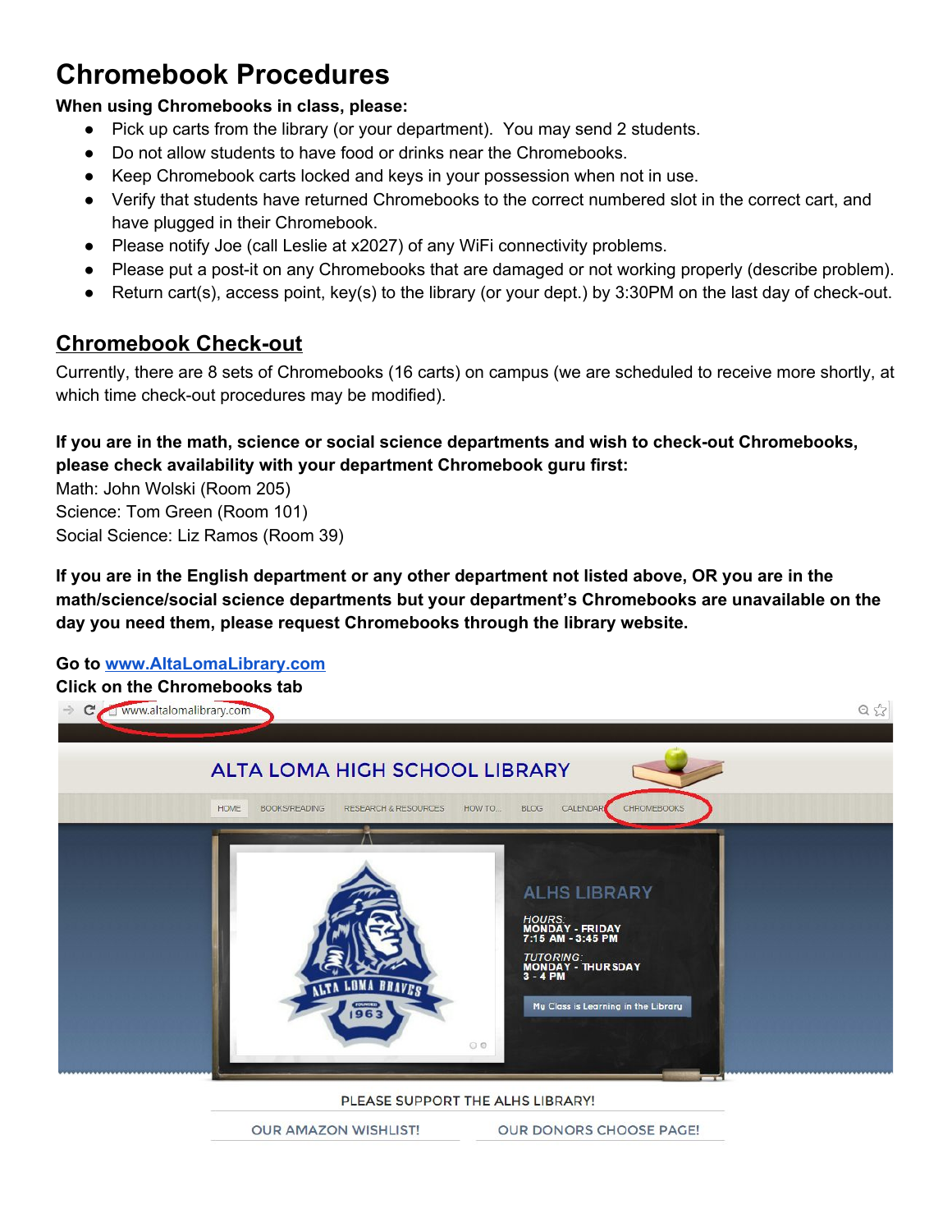# Chromebook Procedures

**When using Chromebooks in class, please:**

- Pick up carts from the library (or your department). You may send 2 students.
- Do not allow students to have food or drinks near the Chromebooks.
- Keep Chromebook carts locked and keys in your possession when not in use.
- Verify that students have returned Chromebooks to the correct numbered slot in the correct cart, and have plugged in their Chromebook.
- Please notify Joe (call Leslie at x2027) of any WiFi connectivity problems.
- Please put a post-it on any Chromebooks that are damaged or not working properly (describe problem).
- Return cart(s), access point, key(s) to the library (or your dept.) by 3:30PM on the last day of check-out.

## Chromebook Check-out

Currently, there are 8 sets of Chromebooks (16 carts) on campus (we are scheduled to receive more shortly, at which time check-out procedures may be modified).

**If you are in the math, science or social science departments and wish to check-out Chromebooks, please check availability with your department Chromebook guru first:**

Math: John Wolski (Room 205)
Science: Tom Green (Room 101)
Social Science: Liz Ramos (Room 39)

**If you are in the English department or any other department not listed above, OR you are in the math/science/social science departments but your department's Chromebooks are unavailable on the day you need them, please request Chromebooks through the library website.**

**Go to [www.AltaLomaLibrary.com](http://www.AltaLomaLibrary.com)**
**Click on the Chromebooks tab**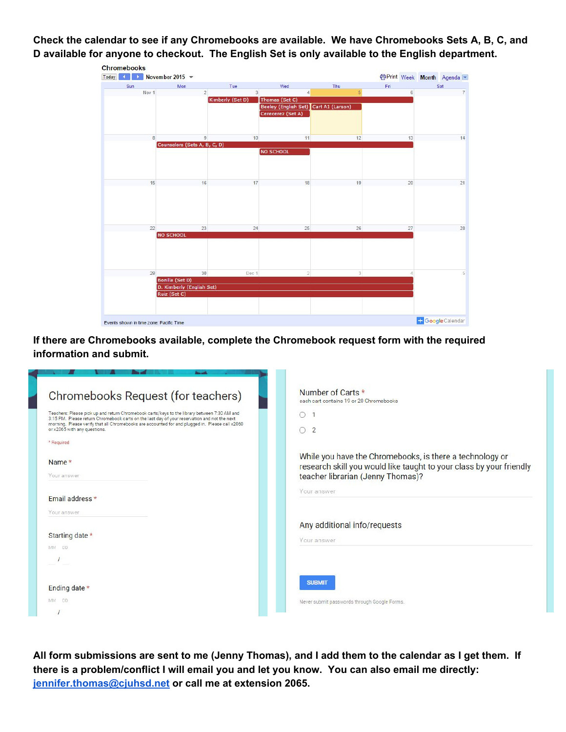**Check the calendar to see if any Chromebooks are available. We have Chromebooks Sets A, B, C, and D available for anyone to checkout. The English Set is only available to the English department.**

Chromebooks

Today November 2015 | Print | Week | Month | Agenda

| Sun | Mon | Tue | Wed | Thu | Fri | Sat |
|---|---|---|---|---|---|---|
| Nov 1 | 2 | 3<br>Kimberly (Set D) | 4<br>Thomas (Set C)<br>Beeley (English Set)<br>Cerecerez (Set A) | 5<br>Cart A1 (Larson) | 6 | 7 |
| 8 | 9<br>Counselors (Sets A, B, C, D) | 10 | 11<br>NO SCHOOL | 12 | 13 | 14 |
| 15 | 16 | 17 | 18 | 19 | 20 | 21 |
| 22 | 23<br>NO SCHOOL | 24 | 25 | 26 | 27 | 28 |
| 29 | 30<br>Bonilla (Set D)<br>D. Kimberly (English Set)<br>Ruiz (Set C) | Dec 1 | 2 | 3 | 4 | 5 |

Events shown in time zone: Pacific Time

Google Calendar

**If there are Chromebooks available, complete the Chromebook request form with the required information and submit.**

## Chromebooks Request (for teachers)

Teachers: Please pick up and return Chromebook carts/keys to the library between 7:30 AM and 3:15 PM. Please return Chromebook carts on the last day of your reservation and not the next morning. Please verify that all Chromebooks are accounted for and plugged in. Please call x2060 or x2065 with any questions.

\* Required

Name *

Your answer

Email address *

Your answer

Starting date *

MM DD

/

Ending date *

MM DD

/

Number of Carts *

each cart contains 19 or 20 Chromebooks

- 1
- 2

While you have the Chromebooks, is there a technology or research skill you would like taught to your class by your friendly teacher librarian (Jenny Thomas)?

Your answer

Any additional info/requests

Your answer

SUBMIT

Never submit passwords through Google Forms.

**All form submissions are sent to me (Jenny Thomas), and I add them to the calendar as I get them. If there is a problem/conflict I will email you and let you know. You can also email me directly: jennifer.thomas@cjuhsd.net or call me at extension 2065.**